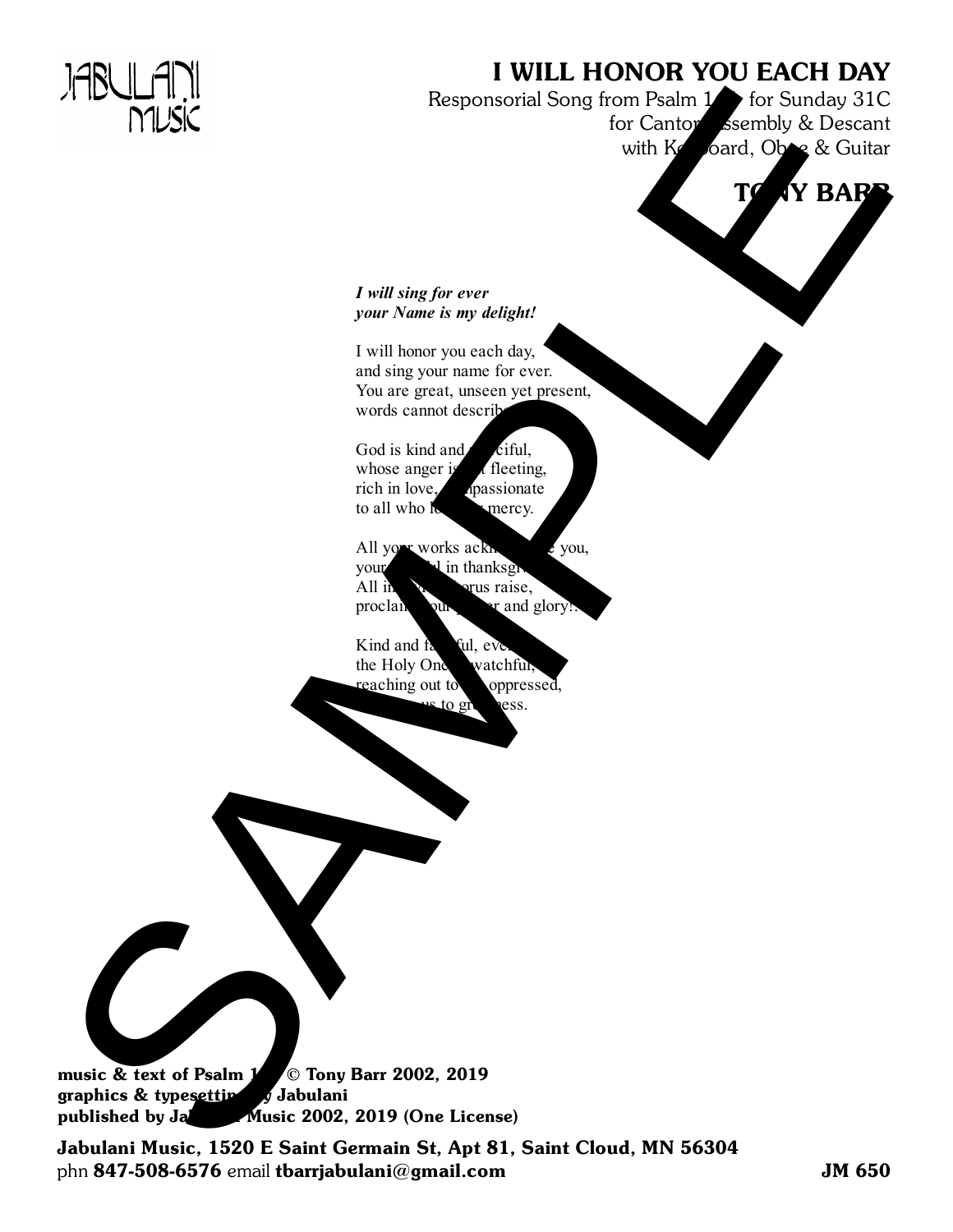JABULANI MUSIC

# I WILL HONOR YOU EACH DAY

Responsorial Song from Psalm 145 for Sunday 31C
for Cantor, Assembly & Descant
with Keyboard, Oboe & Guitar

**TONY BARR**

***I will sing for ever***
***your Name is my delight!***

I will honor you each day,
and sing your name for ever.
You are great, unseen yet present,
words cannot describe

God is kind and merciful,
whose anger is but fleeting,
rich in love, compassionate
to all who long for mercy.

All your works acknowledge you,
your faithful in thanksgiving.
All in one chorus raise,
proclaim your power and glory!

Kind and faithful, ever
the Holy One is watchful,
reaching out to the oppressed,
us to greatness.

**music & text of Psalm 145 © Tony Barr 2002, 2019**
**graphics & typesetting by Jabulani**
**published by Jabulani Music 2002, 2019 (One License)**

**Jabulani Music, 1520 E Saint Germain St, Apt 81, Saint Cloud, MN 56304**
phn **847-508-6576** email **tbarrjabulani@gmail.com**

**JM 650**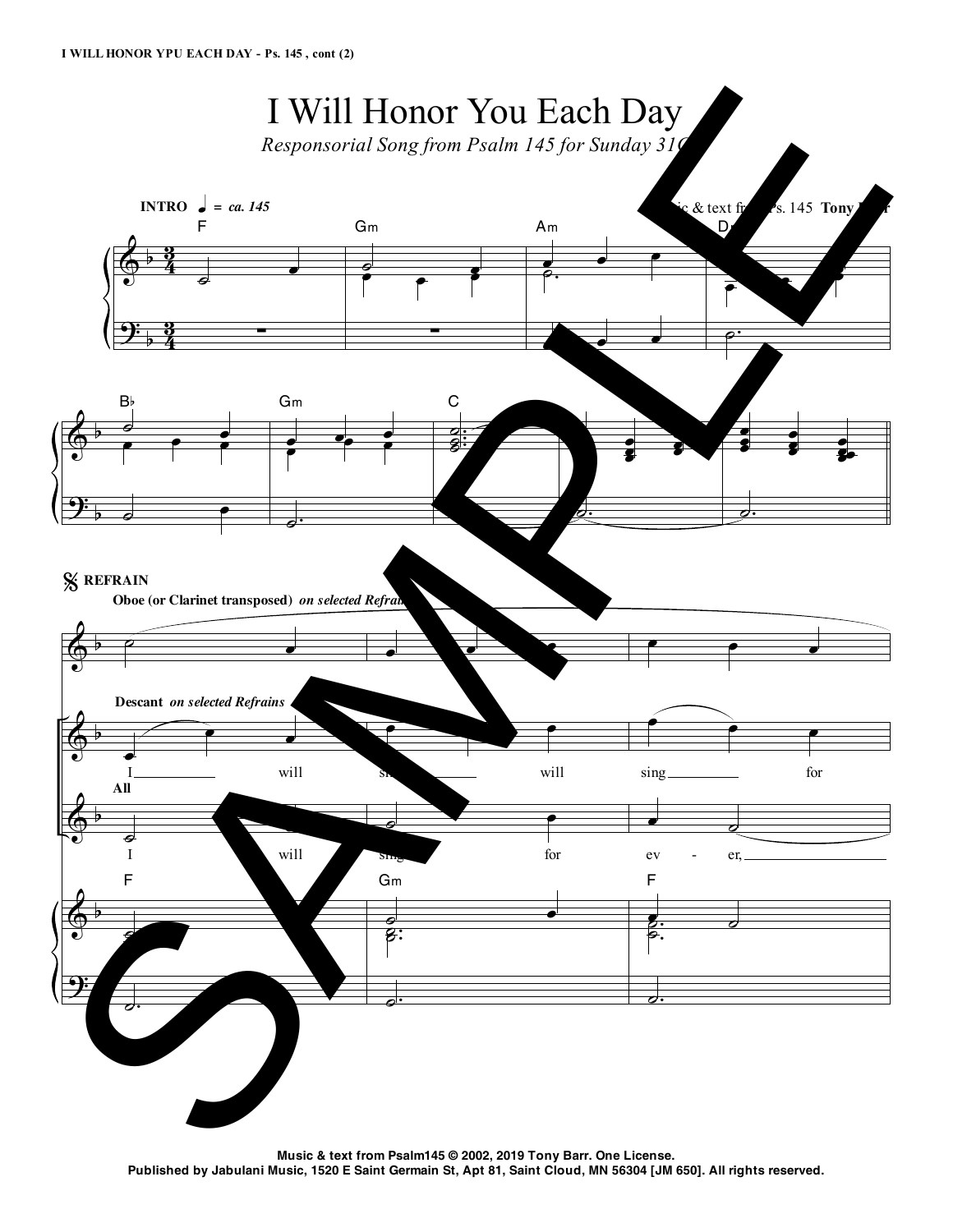# I Will Honor You Each Day

*Responsorial Song from Psalm 145 for Sunday 31C*

INTRO ♩ = *ca. 145*

Music & text from Ps. 145 Tony Barr

F Gm Am Dm

B♭ Gm C

𝄋 REFRAIN

Oboe (or Clarinet transposed) *on selected Refrains*

Descant *on selected Refrains*

I will sing will sing for

All

I will sing for ev - er,

F Gm F

Music & text from Psalm145 © 2002, 2019 Tony Barr. One License.
Published by Jabulani Music, 1520 E Saint Germain St, Apt 81, Saint Cloud, MN 56304 [JM 650]. All rights reserved.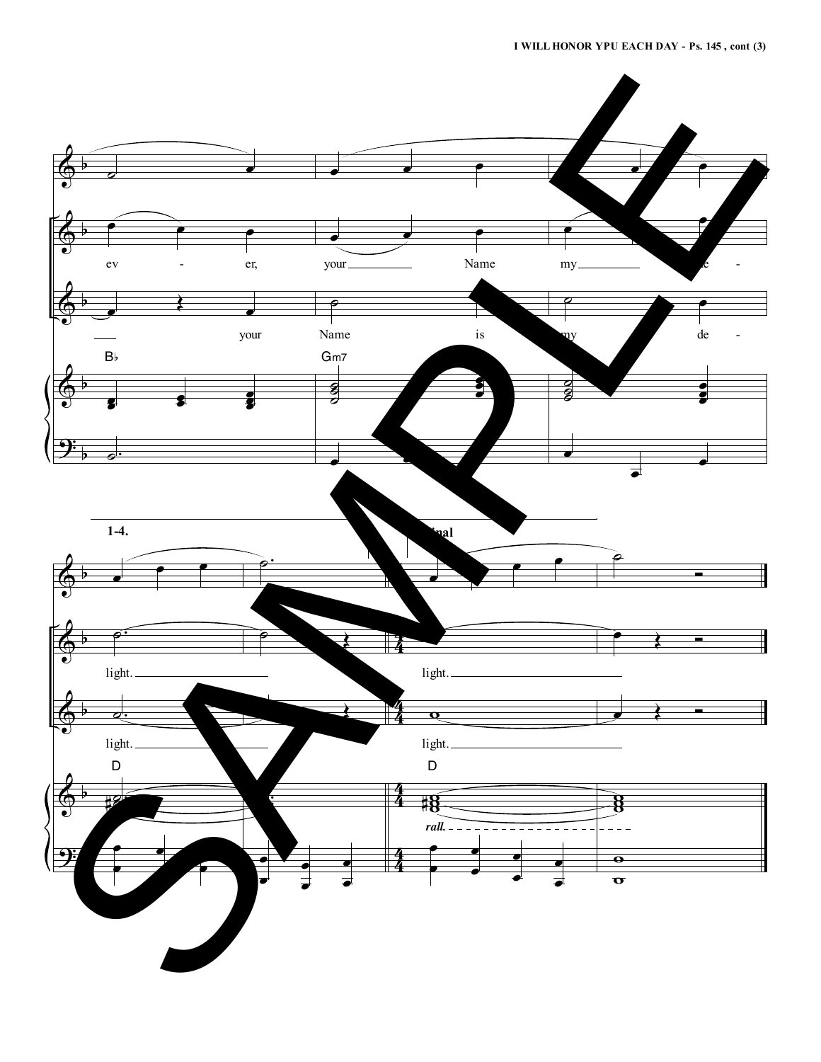ev - er, your Name my de -

your Name is my de -

B♭ Gm7

1-4. Final

light. light.

light. light.

D D

*rall.*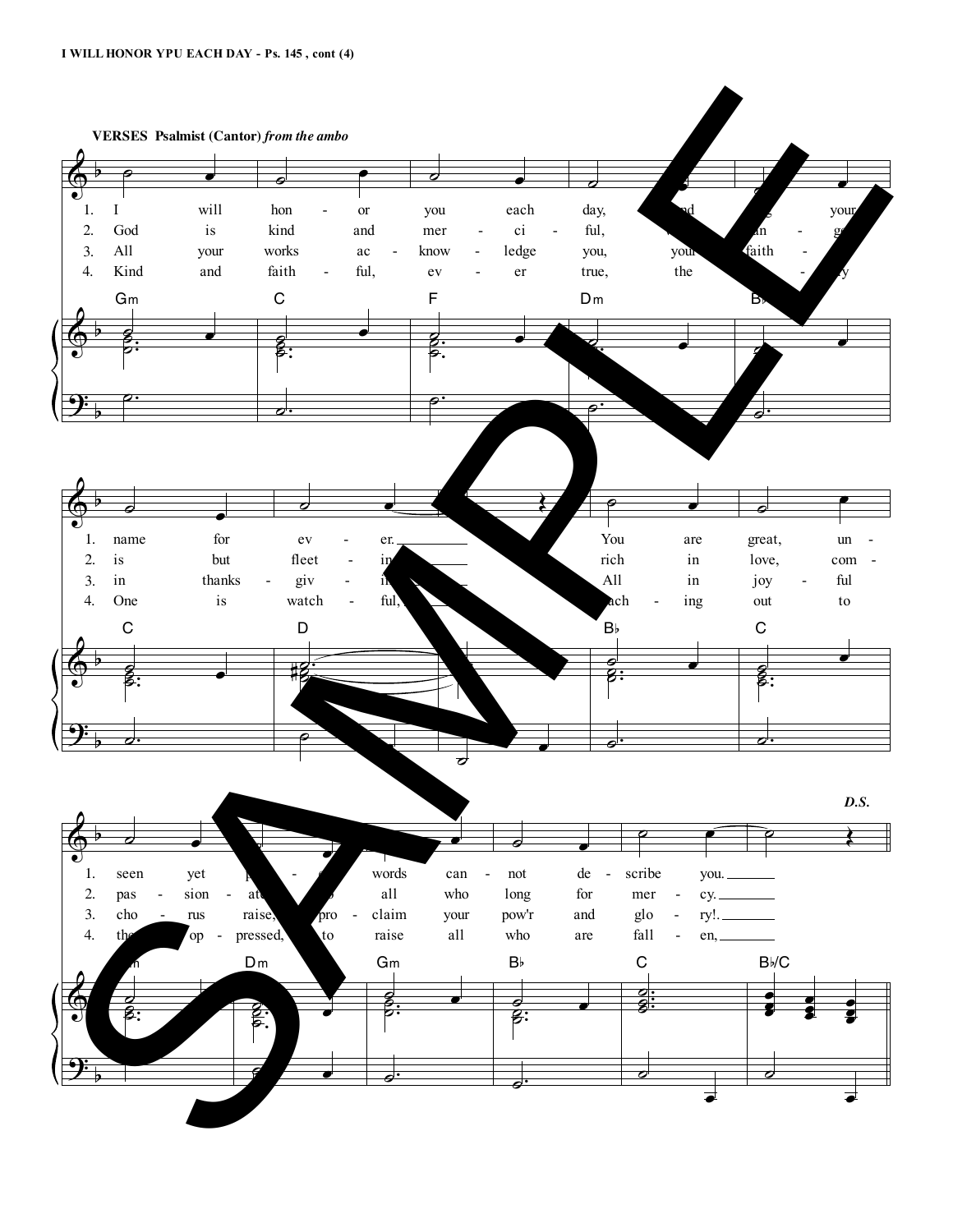**VERSES Psalmist (Cantor)** *from the ambo*

1. I will hon - or you each day, and bring your name for ev - er. You are great, un - seen yet p... words can - not de - scribe you.
2. God is kind and mer - ci - ful, ... an - ger is but fleet - in... rich in love, com - pas - sion - ate ... all who long for mer - cy.
3. All your works ac - know - ledge you, your faith - ... in thanks - giv - in... All in joy - ful cho - rus raise, pro - claim your pow'r and glo - ry!.
4. Kind and faith - ful, ev - er true, the ... One is watch - ful, ...ach - ing out to the... op - pressed, to raise all who are fall - en,

Gm C F Dm B♭ C D B♭ C ...m Dm Gm B♭ C B♭/C

*D.S.*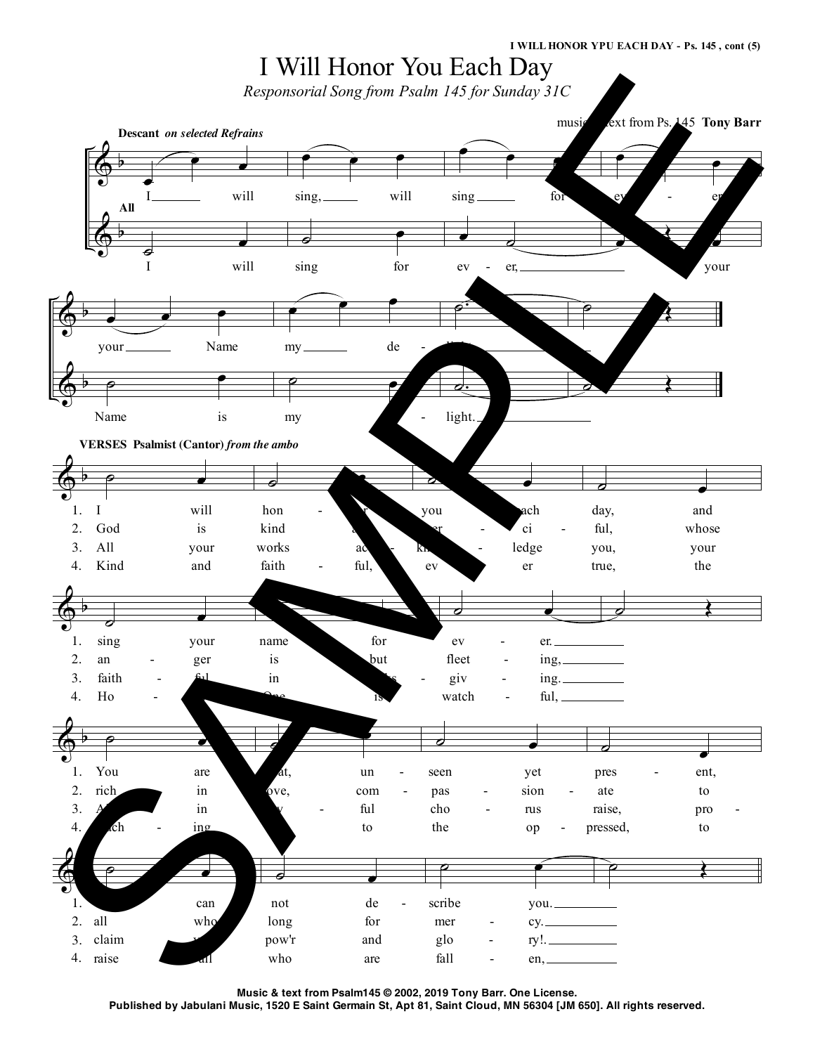# I Will Honor You Each Day

*Responsorial Song from Psalm 145 for Sunday 31C*

music & text from Ps. 145 **Tony Barr**

**Descant** *on selected Refrains*

I will sing, will sing for ev - er your Name my de - light.

**All**

I will sing for ev - er, your Name is my de - light.

**VERSES Psalmist (Cantor)** *from the ambo*

1. I will hon - or you each day, and sing your name for ev - er. You are great, un - seen yet pres - ent, words can not de - scribe you.
2. God is kind and mer - ci - ful, whose an - ger is but fleet - ing, rich in love, com - pas - sion - ate to all who long for mer - cy.
3. All your works ac - know - ledge you, your faith - ful in thanks - giv - ing. All in joy - ful cho - rus raise, pro - claim your pow'r and glo - ry!
4. Kind and faith - ful, ev - er true, the Ho - ly One is watch - ful, reach - ing out to the op - pressed, to raise up all who are fall - en,

**Music & text from Psalm145 © 2002, 2019 Tony Barr. One License.**
**Published by Jabulani Music, 1520 E Saint Germain St, Apt 81, Saint Cloud, MN 56304 [JM 650]. All rights reserved.**